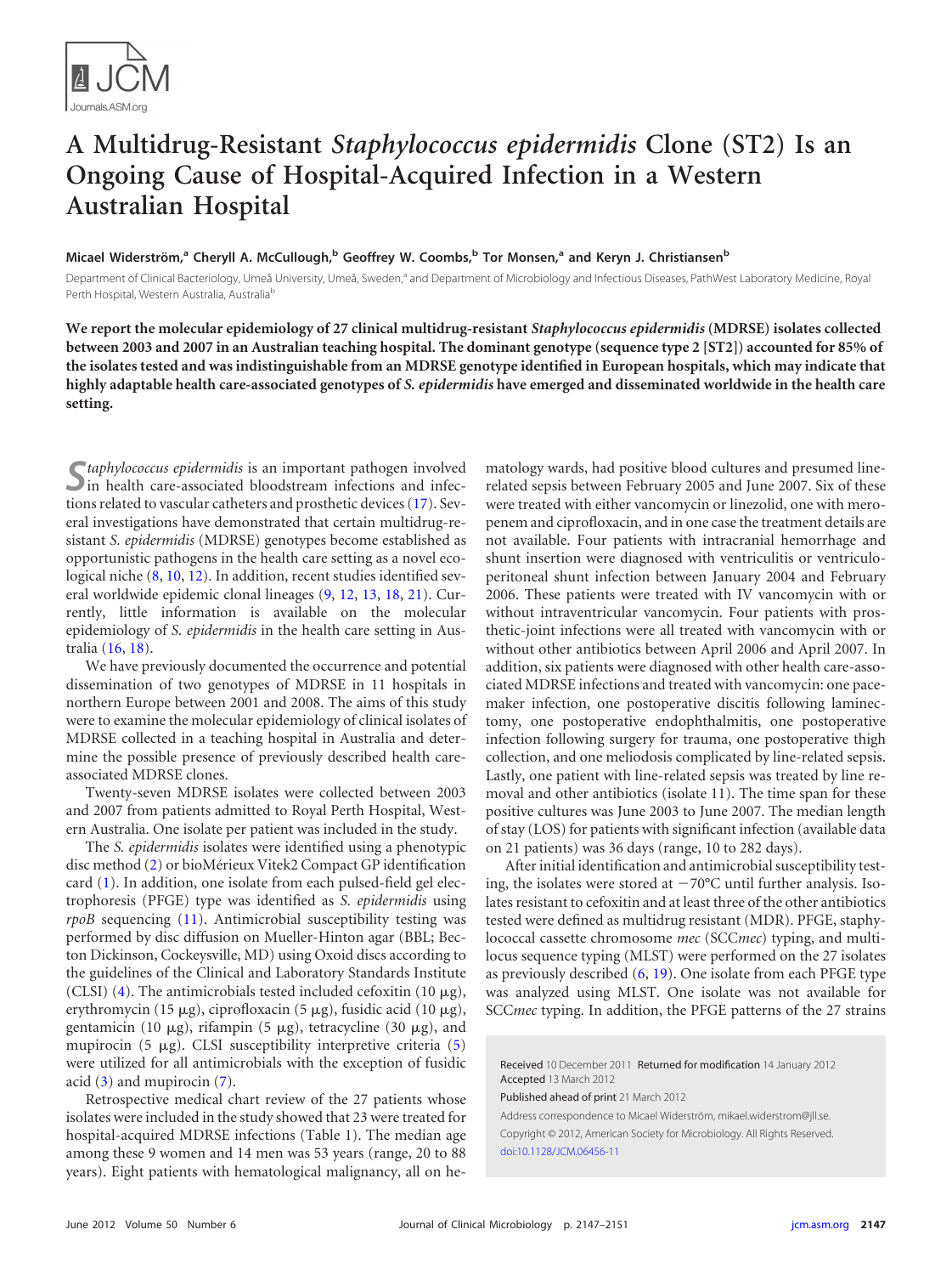# A Multidrug-Resistant *Staphylococcus epidermidis* Clone (ST2) Is an Ongoing Cause of Hospital-Acquired Infection in a Western Australian Hospital

**Micael Widerström,[a] Cheryll A. McCullough,[b] Geoffrey W. Coombs,[b] Tor Monsen,[a] and Keryn J. Christiansen[b]**

Department of Clinical Bacteriology, Umeå University, Umeå, Sweden,[a] and Department of Microbiology and Infectious Diseases, PathWest Laboratory Medicine, Royal Perth Hospital, Western Australia, Australia[b]

**We report the molecular epidemiology of 27 clinical multidrug-resistant *Staphylococcus epidermidis* (MDRSE) isolates collected between 2003 and 2007 in an Australian teaching hospital. The dominant genotype (sequence type 2 [ST2]) accounted for 85% of the isolates tested and was indistinguishable from an MDRSE genotype identified in European hospitals, which may indicate that highly adaptable health care-associated genotypes of *S. epidermidis* have emerged and disseminated worldwide in the health care setting.**

*Staphylococcus epidermidis* is an important pathogen involved in health care-associated bloodstream infections and infections related to vascular catheters and prosthetic devices (17). Several investigations have demonstrated that certain multidrug-resistant *S. epidermidis* (MDRSE) genotypes become established as opportunistic pathogens in the health care setting as a novel ecological niche (8, 10, 12). In addition, recent studies identified several worldwide epidemic clonal lineages (9, 12, 13, 18, 21). Currently, little information is available on the molecular epidemiology of *S. epidermidis* in the health care setting in Australia (16, 18).

We have previously documented the occurrence and potential dissemination of two genotypes of MDRSE in 11 hospitals in northern Europe between 2001 and 2008. The aims of this study were to examine the molecular epidemiology of clinical isolates of MDRSE collected in a teaching hospital in Australia and determine the possible presence of previously described health care-associated MDRSE clones.

Twenty-seven MDRSE isolates were collected between 2003 and 2007 from patients admitted to Royal Perth Hospital, Western Australia. One isolate per patient was included in the study.

The *S. epidermidis* isolates were identified using a phenotypic disc method (2) or bioMérieux Vitek2 Compact GP identification card (1). In addition, one isolate from each pulsed-field gel electrophoresis (PFGE) type was identified as *S. epidermidis* using *rpoB* sequencing (11). Antimicrobial susceptibility testing was performed by disc diffusion on Mueller-Hinton agar (BBL; Becton Dickinson, Cockeysville, MD) using Oxoid discs according to the guidelines of the Clinical and Laboratory Standards Institute (CLSI) (4). The antimicrobials tested included cefoxitin (10 μg), erythromycin (15 μg), ciprofloxacin (5 μg), fusidic acid (10 μg), gentamicin (10 μg), rifampin (5 μg), tetracycline (30 μg), and mupirocin (5 μg). CLSI susceptibility interpretive criteria (5) were utilized for all antimicrobials with the exception of fusidic acid (3) and mupirocin (7).

Retrospective medical chart review of the 27 patients whose isolates were included in the study showed that 23 were treated for hospital-acquired MDRSE infections (Table 1). The median age among these 9 women and 14 men was 53 years (range, 20 to 88 years). Eight patients with hematological malignancy, all on hematology wards, had positive blood cultures and presumed line-related sepsis between February 2005 and June 2007. Six of these were treated with either vancomycin or linezolid, one with meropenem and ciprofloxacin, and in one case the treatment details are not available. Four patients with intracranial hemorrhage and shunt insertion were diagnosed with ventriculitis or ventriculoperitoneal shunt infection between January 2004 and February 2006. These patients were treated with IV vancomycin with or without intraventricular vancomycin. Four patients with prosthetic-joint infections were all treated with vancomycin with or without other antibiotics between April 2006 and April 2007. In addition, six patients were diagnosed with other health care-associated MDRSE infections and treated with vancomycin: one pacemaker infection, one postoperative discitis following laminectomy, one postoperative endophthalmitis, one postoperative infection following surgery for trauma, one postoperative thigh collection, and one meliodosis complicated by line-related sepsis. Lastly, one patient with line-related sepsis was treated by line removal and other antibiotics (isolate 11). The time span for these positive cultures was June 2003 to June 2007. The median length of stay (LOS) for patients with significant infection (available data on 21 patients) was 36 days (range, 10 to 282 days).

After initial identification and antimicrobial susceptibility testing, the isolates were stored at −70°C until further analysis. Isolates resistant to cefoxitin and at least three of the other antibiotics tested were defined as multidrug resistant (MDR). PFGE, staphylococcal cassette chromosome *mec* (SCC*mec*) typing, and multilocus sequence typing (MLST) were performed on the 27 isolates as previously described (6, 19). One isolate from each PFGE type was analyzed using MLST. One isolate was not available for SCC*mec* typing. In addition, the PFGE patterns of the 27 strains

Received 10 December 2011 Returned for modification 14 January 2012 Accepted 13 March 2012

Published ahead of print 21 March 2012

Address correspondence to Micael Widerström, mikael.widerstrom@jll.se.

Copyright © 2012, American Society for Microbiology. All Rights Reserved.

doi:10.1128/JCM.06456-11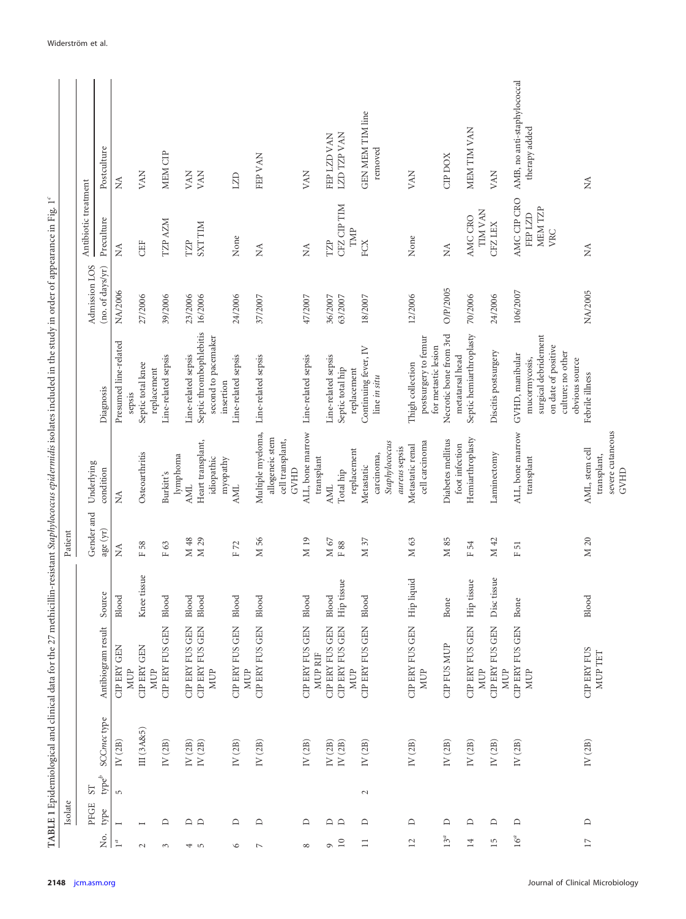TABLE 1 Epidemiological and clinical data for the 27 methicillin-resistant *Staphylococcus epidermidis* isolates included in the study in order of appearance in Fig. 1[c]

| Isolate | | | | | | Patient | | | | Antibiotic treatment | |
|---|---|---|---|---|---|---|---|---|---|---|---|
| No. | PFGE type | ST type[b] | SCC*mec* type | Antibiogram result | Source | Gender and age (yr) | Underlying condition | Diagnosis | Admission LOS (no. of days/yr) | Preculture | Postculture |
| 1[a] | I | 5 | IV (2B) | CIP ERY GEN MUP | Blood | NA | NA | Presumed line-related sepsis | NA/2006 | NA | NA |
| 2 | I | | III (3A&5) | CIP ERY GEN MUP | Knee tissue | F 58 | Osteoarthritis | Septic total knee replacement | 27/2006 | CEF | VAN |
| 3 | D | | IV (2B) | CIP ERY FUS GEN | Blood | F 63 | Burkitt's lymphoma | Line-related sepsis | 39/2006 | TZP AZM | MEM CIP |
| 4 | D | | IV (2B) | CIP ERY FUS GEN | Blood | M 48 | AML | Line-related sepsis | 23/2006 | TZP | VAN |
| 5 | D | | IV (2B) | CIP ERY FUS GEN MUP | Blood | M 29 | Heart transplant, idiopathic myopathy | Septic thrombophlebitis second to pacemaker insertion | 16/2006 | SXT TIM | VAN |
| 6 | D | | IV (2B) | CIP ERY FUS GEN MUP | Blood | F 72 | AML | Line-related sepsis | 24/2006 | None | LZD |
| 7 | D | | IV (2B) | CIP ERY FUS GEN | Blood | M 56 | Multiple myeloma, allogeneic stem cell transplant, GVHD | Line-related sepsis | 37/2007 | NA | FEP VAN |
| 8 | D | | IV (2B) | CIP ERY FUS GEN MUP RIF | Blood | M 19 | ALL, bone marrow transplant | Line-related sepsis | 47/2007 | NA | VAN |
| 9 | D | | IV (2B) | CIP ERY FUS GEN | Blood | M 67 | AML | Line-related sepsis | 36/2007 | TZP | FEP LZD VAN |
| 10 | D | | IV (2B) | CIP ERY FUS GEN MUP | Hip tissue | F 88 | Total hip replacement | Septic total hip replacement | 63/2007 | CFZ CIP TIM TMP | LZD TZP VAN |
| 11 | D | 2 | IV (2B) | CIP ERY FUS GEN | Blood | M 37 | Metastatic carcinoma, *Staphylococcus aureus* sepsis | Continuing fever, IV line *in situ* | 18/2007 | FCX | GEN MEM TIM line removed |
| 12 | D | | IV (2B) | CIP ERY FUS GEN MUP | Hip liquid | M 63 | Metastatic renal cell carcinoma | Thigh collection postsurgery to femur for metastatic lesion | 12/2006 | None | VAN |
| 13[a] | D | | IV (2B) | CIP FUS MUP | Bone | M 85 | Diabetes mellitus foot infection | Necrotic bone from 3rd metatarsal head | O/P/2005 | NA | CIP DOX |
| 14 | D | | IV (2B) | CIP ERY FUS GEN MUP | Hip tissue | F 54 | Hemiarthroplasty | Septic hemiarthroplasty | 70/2006 | AMC CRO TIM VAN | MEM TIM VAN |
| 15 | D | | IV (2B) | CIP ERY FUS GEN MUP | Disc tissue | M 42 | Laminectomy | Discitis postsurgery | 24/2006 | CFZ LEX | VAN |
| 16[a] | D | | IV (2B) | CIP ERY FUS GEN MUP | Bone | F 51 | ALL, bone marrow transplant | GVHD, manibular mucormycosis, surgical debridement on date of positive culture; no other obvious source | 106/2007 | AMC CIP CRO FEP LZD MEM TZP VRC | AMB, no anti-staphylococcal therapy added |
| 17 | D | | IV (2B) | CIP ERY FUS MUP TET | Blood | M 20 | AML, stem cell transplant, severe cutaneous GVHD | Febrile illness | NA/2005 | NA | NA |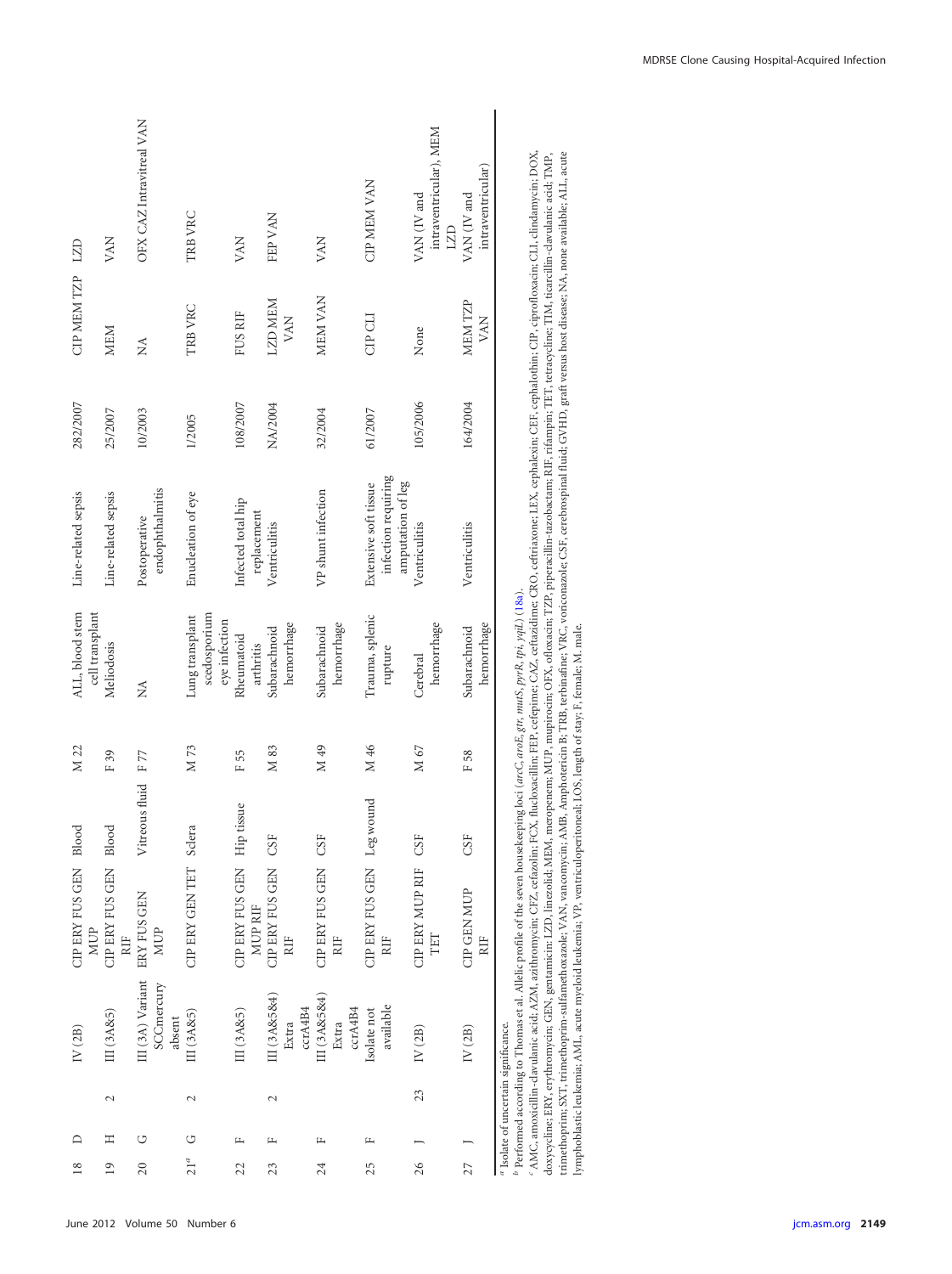| | | | | | | | | | | | | |
|---|---|---|---|---|---|---|---|---|---|---|---|---|
| 18 | D | | IV (2B) | CIP ERY FUS GEN MUP | Blood | M 22 | ALL, blood stem cell transplant | Line-related sepsis | 282/2007 | CIP MEM TZP | LZD |
| 19 | H | 2 | III (3A&5) | CIP ERY FUS GEN RIF | Blood | F 39 | Meliodosis | Line-related sepsis | 25/2007 | MEM | VAN |
| 20 | G | | III (3A) Variant SCCmercury absent | ERY FUS GEN MUP | Vitreous fluid | F 77 | NA | Postoperative endophthalmitis | 10/2003 | NA | OFX CAZ Intravitreal VAN |
| 21[a] | G | 2 | III (3A&5) | CIP ERY GEN TET | Sclera | M 73 | Lung transplant scedosporium eye infection | Enucleation of eye | 1/2005 | TRB VRC | TRB VRC |
| 22 | F | | III (3A&5) | CIP ERY FUS GEN MUP RIF | Hip tissue | F 55 | Rheumatoid arthritis | Infected total hip replacement | 108/2007 | FUS RIF | VAN |
| 23 | F | 2 | III (3A&5&4) Extra ccrA4B4 | CIP ERY FUS GEN RIF | CSF | M 83 | Subarachnoid hemorrhage | Ventriculitis | NA/2004 | LZD MEM VAN | FEP VAN |
| 24 | F | | III (3A&5&4) Extra ccrA4B4 | CIP ERY FUS GEN RIF | CSF | M 49 | Subarachnoid hemorrhage | VP shunt infection | 32/2004 | MEM VAN | VAN |
| 25 | F | | Isolate not available | CIP ERY FUS GEN RIF | Leg wound | M 46 | Trauma, splenic rupture | Extensive soft tissue infection requiring amputation of leg | 61/2007 | CIP CLI | CIP MEM VAN |
| 26 | J | 23 | IV (2B) | CIP ERY MUP RIF TET | CSF | M 67 | Cerebral hemorrhage | Ventriculitis | 105/2006 | None | VAN (IV and intraventricular), MEM LZD |
| 27 | J | | IV (2B) | CIP GEN MUP RIF | CSF | F 58 | Subarachnoid hemorrhage | Ventriculitis | 164/2004 | MEM TZP VAN | VAN (IV and intraventricular) |

[a] Isolate of uncertain significance.

[b] Performed according to Thomas et al. Allelic profile of the seven housekeeping loci (*arcC*, *aroE*, *gtr*, *mutS*, *pyrR*, *tpi*, *yqiL*) (18a).

[c] AMC, amoxicillin-clavulanic acid; AZM, azithromycin; CFZ, cefazolin; FCX, flucloxacillin; FEP, cefepime; CAZ, ceftazidime; CRO, ceftriaxone; LEX, cephalexin; CEF, cephalothin; CIP, ciprofloxacin; CLI, clindamycin; DOX, doxycycline; ERY, erythromycin; GEN, gentamicin; LZD, linezolid; MEM, meropenem; MUP, mupirocin; OFX, ofloxacin; TZP, piperacillin-tazobactam; RIF, rifampin; TET, tetracycline; TIM, ticarcillin-clavulanic acid; TMP, trimethoprim; SXT, trimethoprim-sulfamethoxazole; VAN, vancomycin; AMB, Amphotericin B; TRB, terbinafine; VRC, voriconazole; CSF, cerebrospinal fluid; GVHD, graft versus host disease; NA, none available; ALL, acute lymphoblastic leukemia; AML, acute myeloid leukemia; VP, ventriculoperitoneal; LOS, length of stay; F, female; M, male.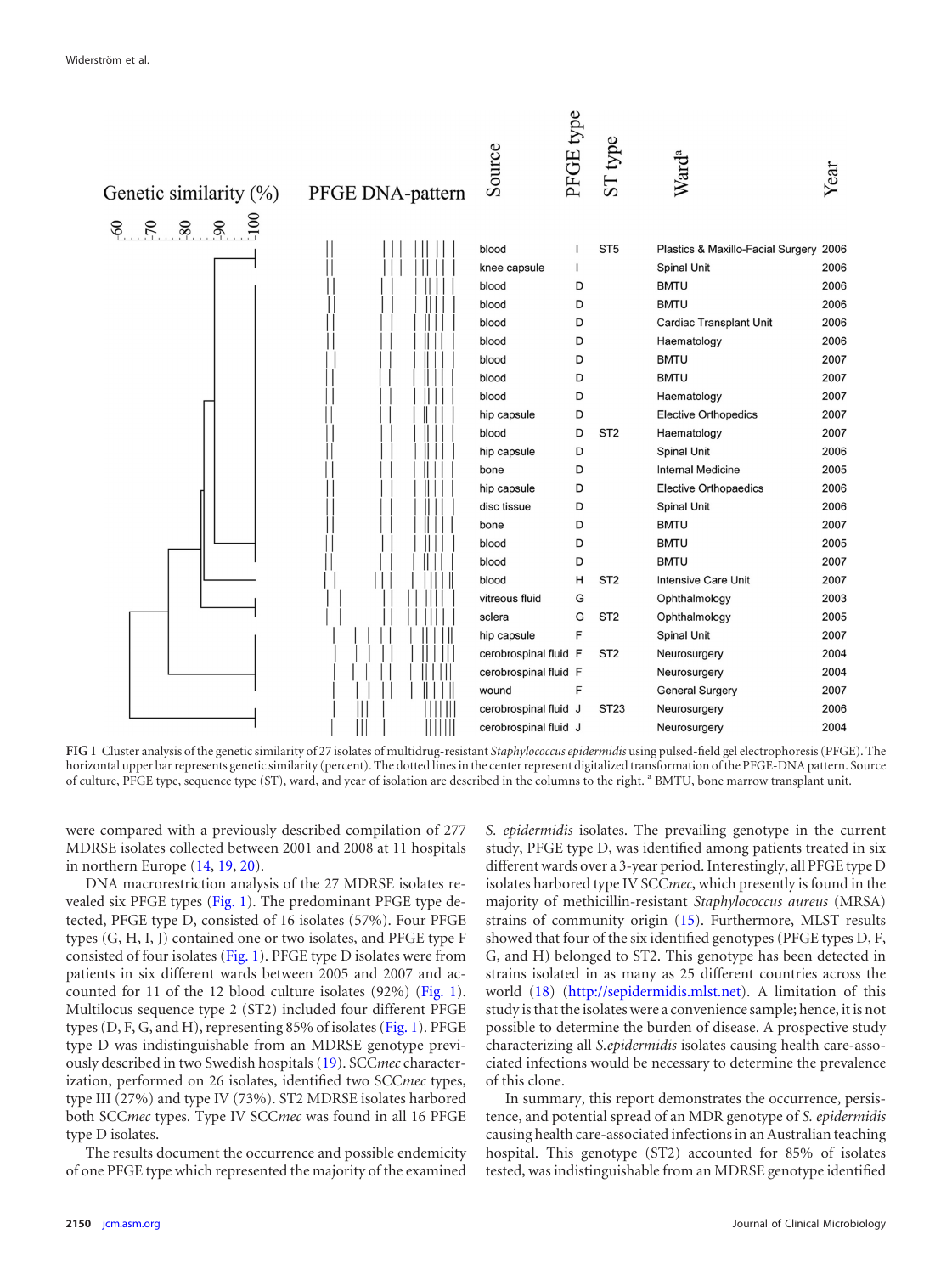| Source | PFGE type | ST type | Ward[a] | Year |
|---|---|---|---|---|
| blood | I | ST5 | Plastics & Maxillo-Facial Surgery | 2006 |
| knee capsule | I | | Spinal Unit | 2006 |
| blood | D | | BMTU | 2006 |
| blood | D | | BMTU | 2006 |
| blood | D | | Cardiac Transplant Unit | 2006 |
| blood | D | | Haematology | 2006 |
| blood | D | | BMTU | 2007 |
| blood | D | | BMTU | 2007 |
| blood | D | | Haematology | 2007 |
| hip capsule | D | | Elective Orthopedics | 2007 |
| blood | D | ST2 | Haematology | 2007 |
| hip capsule | D | | Spinal Unit | 2006 |
| bone | D | | Internal Medicine | 2005 |
| hip capsule | D | | Elective Orthopaedics | 2006 |
| disc tissue | D | | Spinal Unit | 2006 |
| bone | D | | BMTU | 2007 |
| blood | D | | BMTU | 2005 |
| blood | D | | BMTU | 2007 |
| blood | H | ST2 | Intensive Care Unit | 2007 |
| vitreous fluid | G | | Ophthalmology | 2003 |
| sclera | G | ST2 | Ophthalmology | 2005 |
| hip capsule | F | | Spinal Unit | 2007 |
| cerobrospinal fluid | F | ST2 | Neurosurgery | 2004 |
| cerobrospinal fluid | F | | Neurosurgery | 2004 |
| wound | F | | General Surgery | 2007 |
| cerobrospinal fluid | J | ST23 | Neurosurgery | 2006 |
| cerobrospinal fluid | J | | Neurosurgery | 2004 |

**FIG 1** Cluster analysis of the genetic similarity of 27 isolates of multidrug-resistant *Staphylococcus epidermidis* using pulsed-field gel electrophoresis (PFGE). The horizontal upper bar represents genetic similarity (percent). The dotted lines in the center represent digitalized transformation of the PFGE-DNA pattern. Source of culture, PFGE type, sequence type (ST), ward, and year of isolation are described in the columns to the right. [a] BMTU, bone marrow transplant unit.

were compared with a previously described compilation of 277 MDRSE isolates collected between 2001 and 2008 at 11 hospitals in northern Europe (14, 19, 20).

DNA macrorestriction analysis of the 27 MDRSE isolates revealed six PFGE types (Fig. 1). The predominant PFGE type detected, PFGE type D, consisted of 16 isolates (57%). Four PFGE types (G, H, I, J) contained one or two isolates, and PFGE type F consisted of four isolates (Fig. 1). PFGE type D isolates were from patients in six different wards between 2005 and 2007 and accounted for 11 of the 12 blood culture isolates (92%) (Fig. 1). Multilocus sequence type 2 (ST2) included four different PFGE types (D, F, G, and H), representing 85% of isolates (Fig. 1). PFGE type D was indistinguishable from an MDRSE genotype previously described in two Swedish hospitals (19). SCC*mec* characterization, performed on 26 isolates, identified two SCC*mec* types, type III (27%) and type IV (73%). ST2 MDRSE isolates harbored both SCC*mec* types. Type IV SCC*mec* was found in all 16 PFGE type D isolates.

The results document the occurrence and possible endemicity of one PFGE type which represented the majority of the examined *S. epidermidis* isolates. The prevailing genotype in the current study, PFGE type D, was identified among patients treated in six different wards over a 3-year period. Interestingly, all PFGE type D isolates harbored type IV SCC*mec*, which presently is found in the majority of methicillin-resistant *Staphylococcus aureus* (MRSA) strains of community origin (15). Furthermore, MLST results showed that four of the six identified genotypes (PFGE types D, F, G, and H) belonged to ST2. This genotype has been detected in strains isolated in as many as 25 different countries across the world (18) (http://sepidermidis.mlst.net). A limitation of this study is that the isolates were a convenience sample; hence, it is not possible to determine the burden of disease. A prospective study characterizing all *S.epidermidis* isolates causing health care-associated infections would be necessary to determine the prevalence of this clone.

In summary, this report demonstrates the occurrence, persistence, and potential spread of an MDR genotype of *S. epidermidis* causing health care-associated infections in an Australian teaching hospital. This genotype (ST2) accounted for 85% of isolates tested, was indistinguishable from an MDRSE genotype identified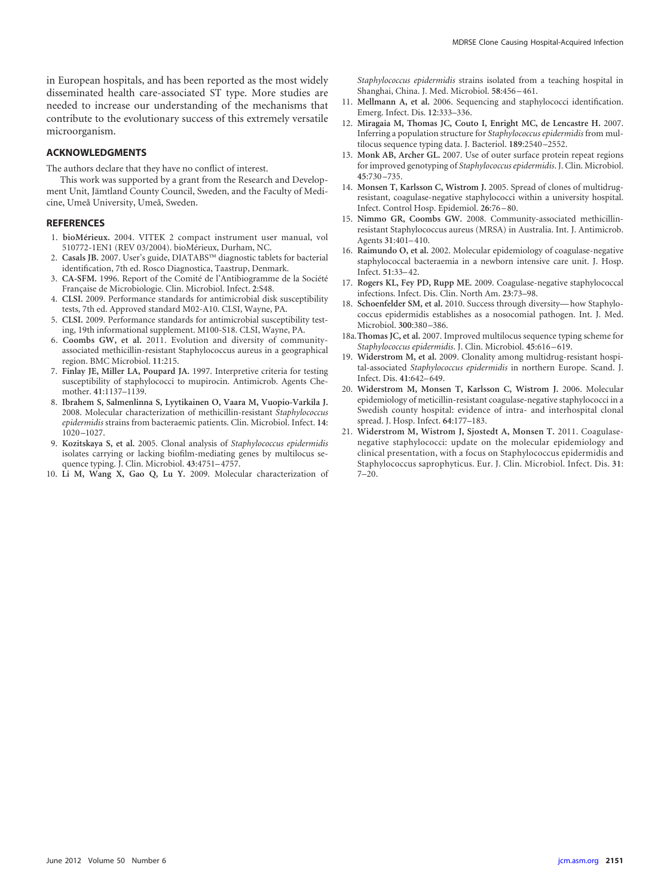in European hospitals, and has been reported as the most widely disseminated health care-associated ST type. More studies are needed to increase our understanding of the mechanisms that contribute to the evolutionary success of this extremely versatile microorganism.

## ACKNOWLEDGMENTS

The authors declare that they have no conflict of interest.

This work was supported by a grant from the Research and Development Unit, Jämtland County Council, Sweden, and the Faculty of Medicine, Umeå University, Umeå, Sweden.

## REFERENCES

1. **bioMérieux.** 2004. VITEK 2 compact instrument user manual, vol 510772-1EN1 (REV 03/2004). bioMérieux, Durham, NC.
2. **Casals JB.** 2007. User's guide, DIATABS™ diagnostic tablets for bacterial identification, 7th ed. Rosco Diagnostica, Taastrup, Denmark.
3. **CA-SFM.** 1996. Report of the Comité de l'Antibiogramme de la Société Française de Microbiologie. Clin. Microbiol. Infect. **2**:S48.
4. **CLSI.** 2009. Performance standards for antimicrobial disk susceptibility tests, 7th ed. Approved standard M02-A10. CLSI, Wayne, PA.
5. **CLSI.** 2009. Performance standards for antimicrobial susceptibility testing, 19th informational supplement. M100-S18. CLSI, Wayne, PA.
6. **Coombs GW, et al.** 2011. Evolution and diversity of community-associated methicillin-resistant Staphylococcus aureus in a geographical region. BMC Microbiol. **11**:215.
7. **Finlay JE, Miller LA, Poupard JA.** 1997. Interpretive criteria for testing susceptibility of staphylococci to mupirocin. Antimicrob. Agents Chemother. **41**:1137–1139.
8. **Ibrahem S, Salmenlinna S, Lyytikainen O, Vaara M, Vuopio-Varkila J.** 2008. Molecular characterization of methicillin-resistant *Staphylococcus epidermidis* strains from bacteraemic patients. Clin. Microbiol. Infect. **14**: 1020–1027.
9. **Kozitskaya S, et al.** 2005. Clonal analysis of *Staphylococcus epidermidis* isolates carrying or lacking biofilm-mediating genes by multilocus sequence typing. J. Clin. Microbiol. **43**:4751–4757.
10. **Li M, Wang X, Gao Q, Lu Y.** 2009. Molecular characterization of *Staphylococcus epidermidis* strains isolated from a teaching hospital in Shanghai, China. J. Med. Microbiol. **58**:456–461.
11. **Mellmann A, et al.** 2006. Sequencing and staphylococci identification. Emerg. Infect. Dis. **12**:333–336.
12. **Miragaia M, Thomas JC, Couto I, Enright MC, de Lencastre H.** 2007. Inferring a population structure for *Staphylococcus epidermidis* from multilocus sequence typing data. J. Bacteriol. **189**:2540–2552.
13. **Monk AB, Archer GL.** 2007. Use of outer surface protein repeat regions for improved genotyping of *Staphylococcus epidermidis*. J. Clin. Microbiol. **45**:730–735.
14. **Monsen T, Karlsson C, Wistrom J.** 2005. Spread of clones of multidrug-resistant, coagulase-negative staphylococci within a university hospital. Infect. Control Hosp. Epidemiol. **26**:76–80.
15. **Nimmo GR, Coombs GW.** 2008. Community-associated methicillin-resistant Staphylococcus aureus (MRSA) in Australia. Int. J. Antimicrob. Agents **31**:401–410.
16. **Raimundo O, et al.** 2002. Molecular epidemiology of coagulase-negative staphylococcal bacteraemia in a newborn intensive care unit. J. Hosp. Infect. **51**:33–42.
17. **Rogers KL, Fey PD, Rupp ME.** 2009. Coagulase-negative staphylococcal infections. Infect. Dis. Clin. North Am. **23**:73–98.
18. **Schoenfelder SM, et al.** 2010. Success through diversity—how Staphylococcus epidermidis establishes as a nosocomial pathogen. Int. J. Med. Microbiol. **300**:380–386.

18a. **Thomas JC, et al.** 2007. Improved multilocus sequence typing scheme for *Staphylococcus epidermidis*. J. Clin. Microbiol. **45**:616–619.

19. **Widerstrom M, et al.** 2009. Clonality among multidrug-resistant hospital-associated *Staphylococcus epidermidis* in northern Europe. Scand. J. Infect. Dis. **41**:642–649.
20. **Widerstrom M, Monsen T, Karlsson C, Wistrom J.** 2006. Molecular epidemiology of meticillin-resistant coagulase-negative staphylococci in a Swedish county hospital: evidence of intra- and interhospital clonal spread. J. Hosp. Infect. **64**:177–183.
21. **Widerstrom M, Wistrom J, Sjostedt A, Monsen T.** 2011. Coagulase-negative staphylococci: update on the molecular epidemiology and clinical presentation, with a focus on Staphylococcus epidermidis and Staphylococcus saprophyticus. Eur. J. Clin. Microbiol. Infect. Dis. **31**: 7–20.